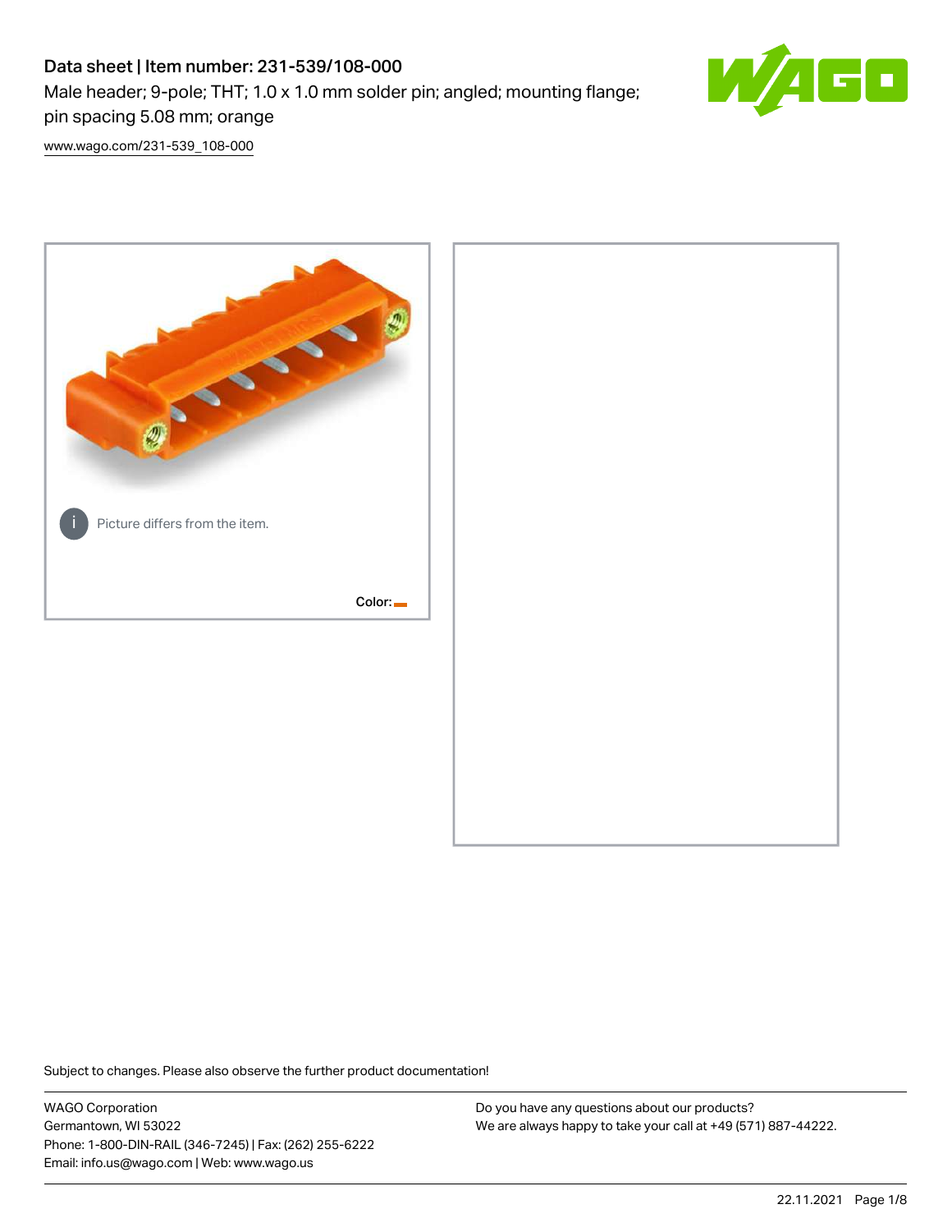# Data sheet | Item number: 231-539/108-000

Male header; 9-pole; THT; 1.0 x 1.0 mm solder pin; angled; mounting flange; pin spacing 5.08 mm; orange

www.wago.com/231-539_108-000

Picture differs from the item.

Color:

Subject to changes. Please also observe the further product documentation!

WAGO Corporation
Germantown, WI 53022
Phone: 1-800-DIN-RAIL (346-7245) | Fax: (262) 255-6222
Email: info.us@wago.com | Web: www.wago.us

Do you have any questions about our products?
We are always happy to take your call at +49 (571) 887-44222.

22.11.2021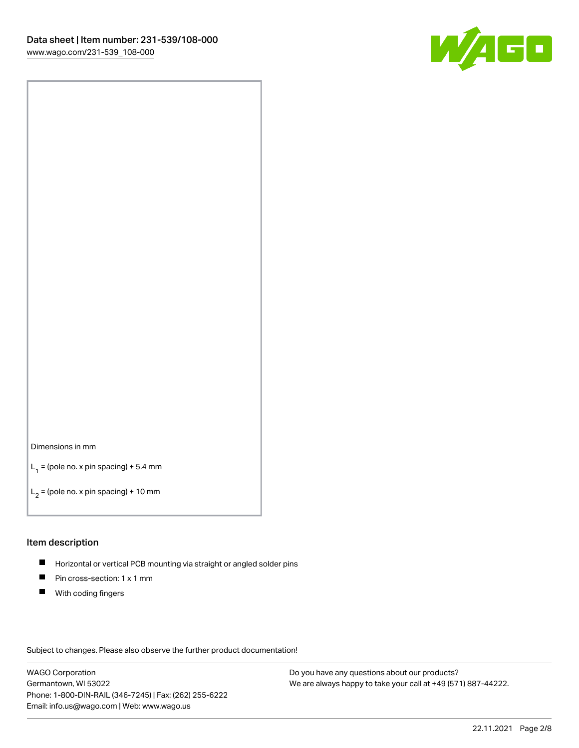Dimensions in mm

$L_1$ = (pole no. x pin spacing) + 5.4 mm

$L_2$ = (pole no. x pin spacing) + 10 mm

## Item description

- Horizontal or vertical PCB mounting via straight or angled solder pins
- Pin cross-section: 1 x 1 mm
- With coding fingers

Subject to changes. Please also observe the further product documentation!

WAGO Corporation
Germantown, WI 53022
Phone: 1-800-DIN-RAIL (346-7245) | Fax: (262) 255-6222
Email: info.us@wago.com | Web: www.wago.us

Do you have any questions about our products?
We are always happy to take your call at +49 (571) 887-44222.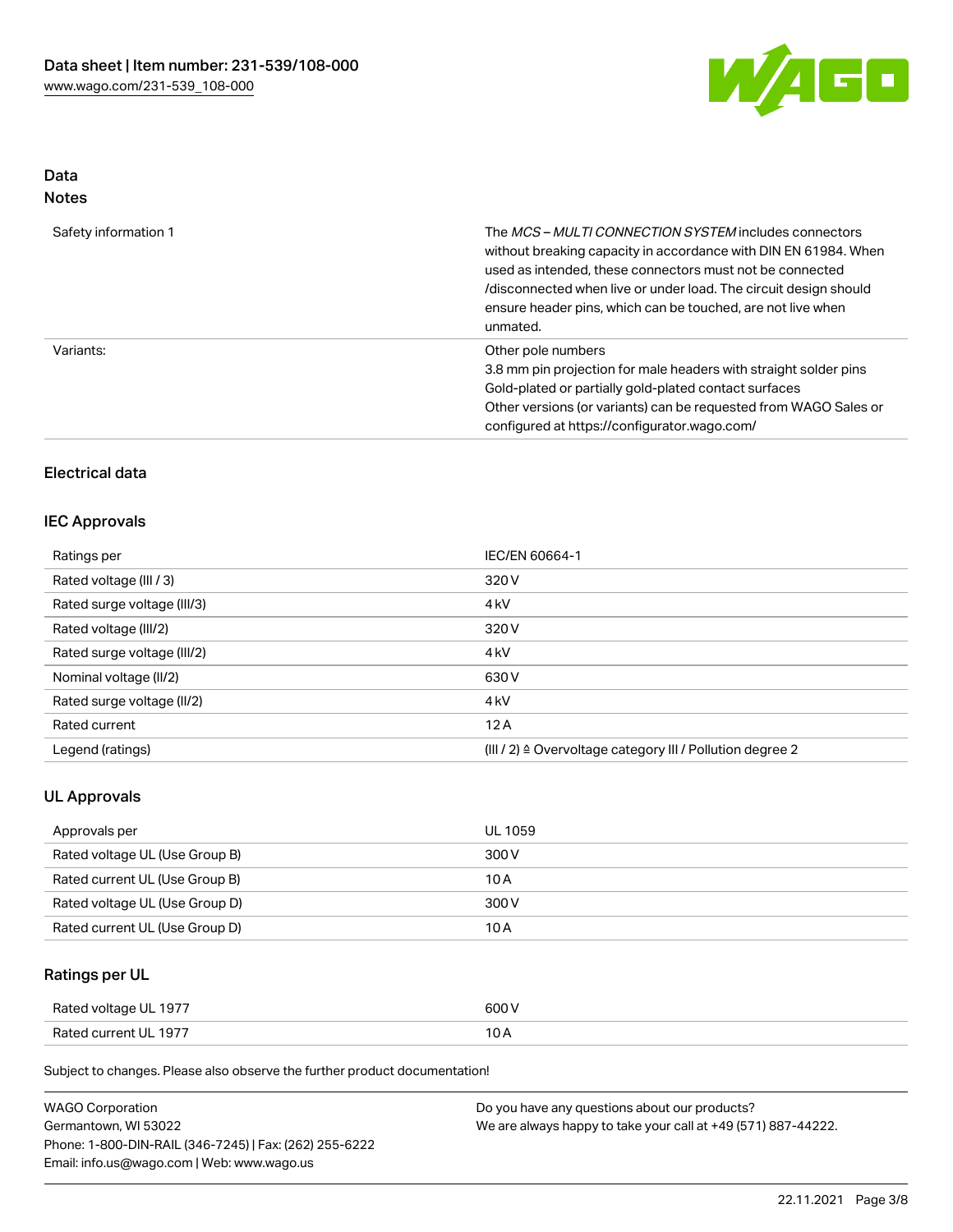## Data
### Notes

| | |
|---|---|
| Safety information 1 | The *MCS – MULTI CONNECTION SYSTEM* includes connectors without breaking capacity in accordance with DIN EN 61984. When used as intended, these connectors must not be connected /disconnected when live or under load. The circuit design should ensure header pins, which can be touched, are not live when unmated. |
| Variants: | Other pole numbers<br>3.8 mm pin projection for male headers with straight solder pins<br>Gold-plated or partially gold-plated contact surfaces<br>Other versions (or variants) can be requested from WAGO Sales or configured at https://configurator.wago.com/ |

### Electrical data

#### IEC Approvals

| | |
|---|---|
| Ratings per | IEC/EN 60664-1 |
| Rated voltage (III / 3) | 320 V |
| Rated surge voltage (III/3) | 4 kV |
| Rated voltage (III/2) | 320 V |
| Rated surge voltage (III/2) | 4 kV |
| Nominal voltage (II/2) | 630 V |
| Rated surge voltage (II/2) | 4 kV |
| Rated current | 12 A |
| Legend (ratings) | (III / 2) ≙ Overvoltage category III / Pollution degree 2 |

#### UL Approvals

| | |
|---|---|
| Approvals per | UL 1059 |
| Rated voltage UL (Use Group B) | 300 V |
| Rated current UL (Use Group B) | 10 A |
| Rated voltage UL (Use Group D) | 300 V |
| Rated current UL (Use Group D) | 10 A |

#### Ratings per UL

| | |
|---|---|
| Rated voltage UL 1977 | 600 V |
| Rated current UL 1977 | 10 A |

Subject to changes. Please also observe the further product documentation!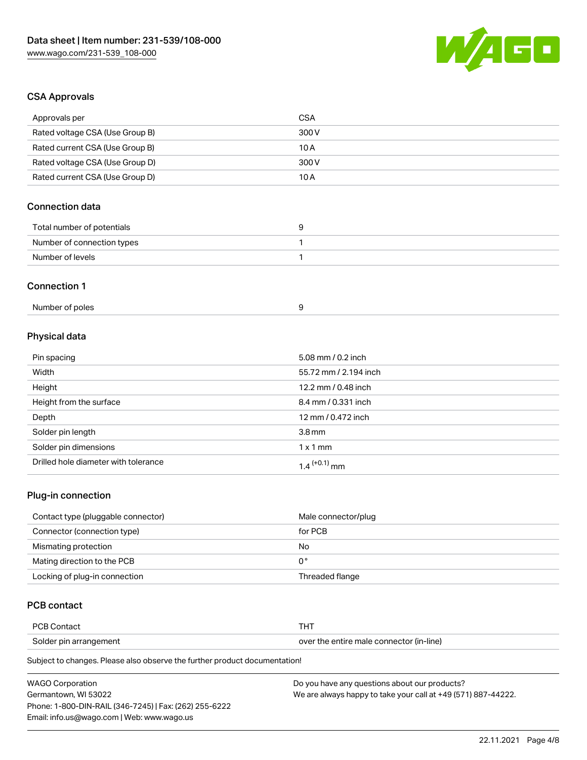### CSA Approvals

| | |
|---|---|
| Approvals per | CSA |
| Rated voltage CSA (Use Group B) | 300 V |
| Rated current CSA (Use Group B) | 10 A |
| Rated voltage CSA (Use Group D) | 300 V |
| Rated current CSA (Use Group D) | 10 A |

### Connection data

| | |
|---|---|
| Total number of potentials | 9 |
| Number of connection types | 1 |
| Number of levels | 1 |

### Connection 1

| | |
|---|---|
| Number of poles | 9 |

### Physical data

| | |
|---|---|
| Pin spacing | 5.08 mm / 0.2 inch |
| Width | 55.72 mm / 2.194 inch |
| Height | 12.2 mm / 0.48 inch |
| Height from the surface | 8.4 mm / 0.331 inch |
| Depth | 12 mm / 0.472 inch |
| Solder pin length | 3.8 mm |
| Solder pin dimensions | 1 x 1 mm |
| Drilled hole diameter with tolerance | $1.4^{(+0.1)}$ mm |

### Plug-in connection

| | |
|---|---|
| Contact type (pluggable connector) | Male connector/plug |
| Connector (connection type) | for PCB |
| Mismating protection | No |
| Mating direction to the PCB | 0 ° |
| Locking of plug-in connection | Threaded flange |

### PCB contact

| | |
|---|---|
| PCB Contact | THT |
| Solder pin arrangement | over the entire male connector (in-line) |

Subject to changes. Please also observe the further product documentation!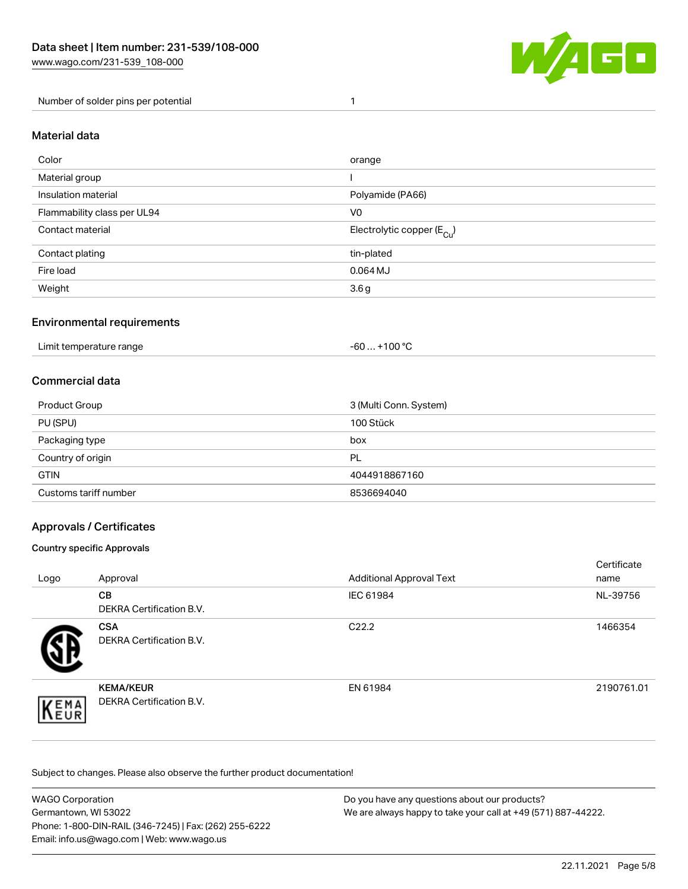| Number of solder pins per potential | 1 |
|---|---|

## Material data

| Color | orange |
|---|---|
| Material group | I |
| Insulation material | Polyamide (PA66) |
| Flammability class per UL94 | V0 |
| Contact material | Electrolytic copper ($E_{Cu}$) |
| Contact plating | tin-plated |
| Fire load | 0.064 MJ |
| Weight | 3.6 g |

## Environmental requirements

| Limit temperature range | -60 … +100 °C |
|---|---|

## Commercial data

| Product Group | 3 (Multi Conn. System) |
|---|---|
| PU (SPU) | 100 Stück |
| Packaging type | box |
| Country of origin | PL |
| GTIN | 4044918867160 |
| Customs tariff number | 8536694040 |

## Approvals / Certificates

### Country specific Approvals

| Logo | Approval | Additional Approval Text | Certificate name |
|---|---|---|---|
| | **CB** DEKRA Certification B.V. | IEC 61984 | NL-39756 |
| | **CSA** DEKRA Certification B.V. | C22.2 | 1466354 |
| | **KEMA/KEUR** DEKRA Certification B.V. | EN 61984 | 2190761.01 |

Subject to changes. Please also observe the further product documentation!

WAGO Corporation
Germantown, WI 53022
Phone: 1-800-DIN-RAIL (346-7245) | Fax: (262) 255-6222
Email: info.us@wago.com | Web: www.wago.us

Do you have any questions about our products?
We are always happy to take your call at +49 (571) 887-44222.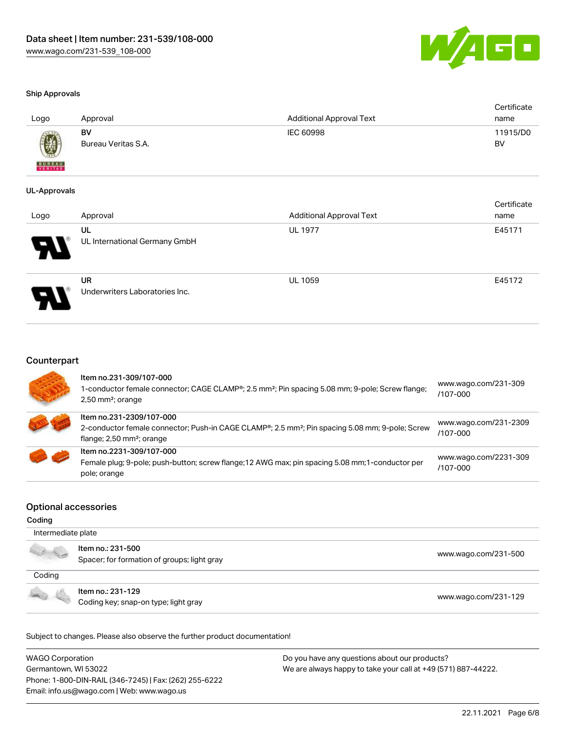### Ship Approvals

| Logo | Approval | Additional Approval Text | Certificate name |
| --- | --- | --- | --- |
| | **BV** Bureau Veritas S.A. | IEC 60998 | 11915/D0 BV |

### UL-Approvals

| Logo | Approval | Additional Approval Text | Certificate name |
| --- | --- | --- | --- |
| | **UL** UL International Germany GmbH | UL 1977 | E45171 |
| | **UR** Underwriters Laboratories Inc. | UL 1059 | E45172 |

## Counterpart

| | | |
| --- | --- | --- |
| | **Item no.231-309/107-000** 1-conductor female connector; CAGE CLAMP®; 2.5 mm²; Pin spacing 5.08 mm; 9-pole; Screw flange; 2,50 mm²; orange | www.wago.com/231-309/107-000 |
| | **Item no.231-2309/107-000** 2-conductor female connector; Push-in CAGE CLAMP®; 2.5 mm²; Pin spacing 5.08 mm; 9-pole; Screw flange; 2,50 mm²; orange | www.wago.com/231-2309/107-000 |
| | **Item no.2231-309/107-000** Female plug; 9-pole; push-button; screw flange;12 AWG max; pin spacing 5.08 mm;1-conductor per pole; orange | www.wago.com/2231-309/107-000 |

## Optional accessories

### Coding

Intermediate plate

| | | |
| --- | --- | --- |
| | **Item no.: 231-500** Spacer; for formation of groups; light gray | www.wago.com/231-500 |

Coding

| | | |
| --- | --- | --- |
| | **Item no.: 231-129** Coding key; snap-on type; light gray | www.wago.com/231-129 |

Subject to changes. Please also observe the further product documentation!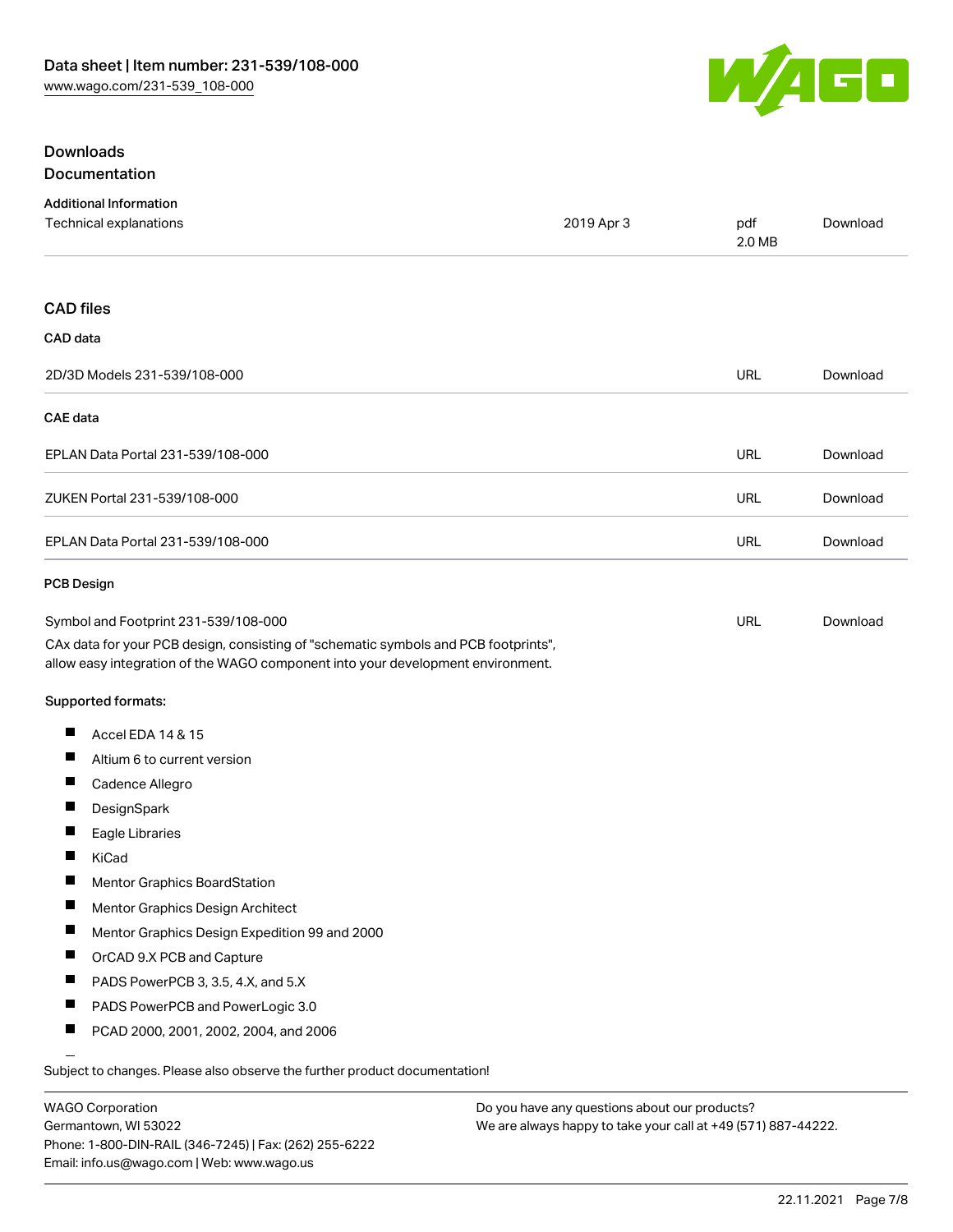## Downloads

## Documentation

### Additional Information

| | | | |
|---|---|---|---|
| Technical explanations | 2019 Apr 3 | pdf 2.0 MB | Download |

## CAD files

### CAD data

| | | |
|---|---|---|
| 2D/3D Models 231-539/108-000 | URL | Download |

### CAE data

| | | |
|---|---|---|
| EPLAN Data Portal 231-539/108-000 | URL | Download |
| ZUKEN Portal 231-539/108-000 | URL | Download |
| EPLAN Data Portal 231-539/108-000 | URL | Download |

### PCB Design

| | | |
|---|---|---|
| Symbol and Footprint 231-539/108-000 | URL | Download |

CAx data for your PCB design, consisting of "schematic symbols and PCB footprints", allow easy integration of the WAGO component into your development environment.

**Supported formats:**

- Accel EDA 14 & 15
- Altium 6 to current version
- Cadence Allegro
- DesignSpark
- Eagle Libraries
- KiCad
- Mentor Graphics BoardStation
- Mentor Graphics Design Architect
- Mentor Graphics Design Expedition 99 and 2000
- OrCAD 9.X PCB and Capture
- PADS PowerPCB 3, 3.5, 4.X, and 5.X
- PADS PowerPCB and PowerLogic 3.0
- PCAD 2000, 2001, 2002, 2004, and 2006

Subject to changes. Please also observe the further product documentation!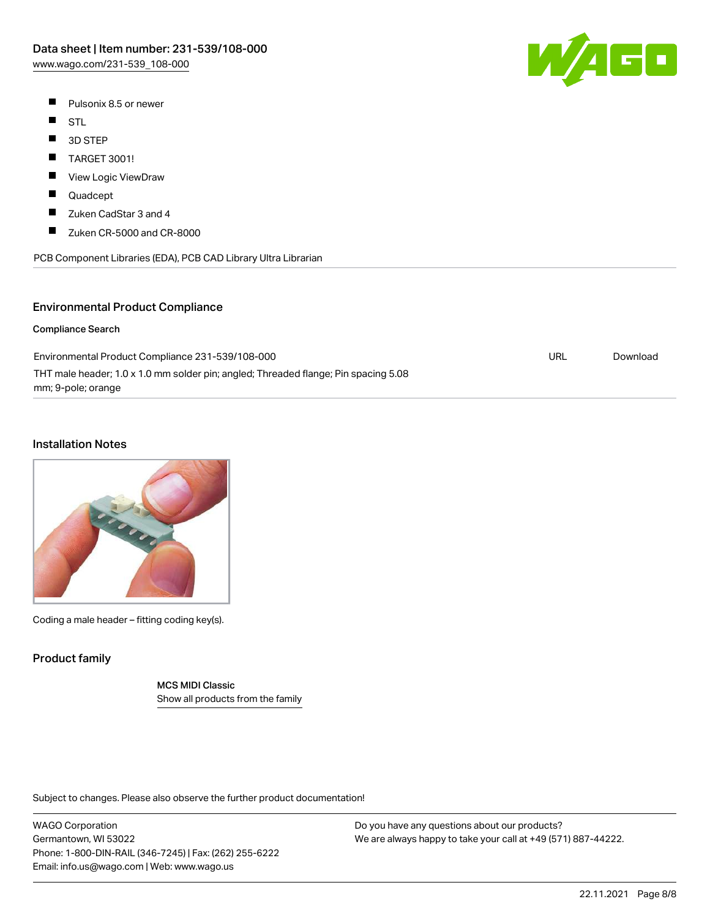- Pulsonix 8.5 or newer
- STL
- 3D STEP
- TARGET 3001!
- View Logic ViewDraw
- Quadcept
- Zuken CadStar 3 and 4
- Zuken CR-5000 and CR-8000

PCB Component Libraries (EDA), PCB CAD Library Ultra Librarian

## Environmental Product Compliance

**Compliance Search**

| | | |
|---|---|---|
| Environmental Product Compliance 231-539/108-000<br>THT male header; 1.0 x 1.0 mm solder pin; angled; Threaded flange; Pin spacing 5.08 mm; 9-pole; orange | URL | Download |

## Installation Notes

Coding a male header – fitting coding key(s).

## Product family

**MCS MIDI Classic**
Show all products from the family

Subject to changes. Please also observe the further product documentation!

WAGO Corporation
Germantown, WI 53022
Phone: 1-800-DIN-RAIL (346-7245) | Fax: (262) 255-6222
Email: info.us@wago.com | Web: www.wago.us

Do you have any questions about our products?
We are always happy to take your call at +49 (571) 887-44222.